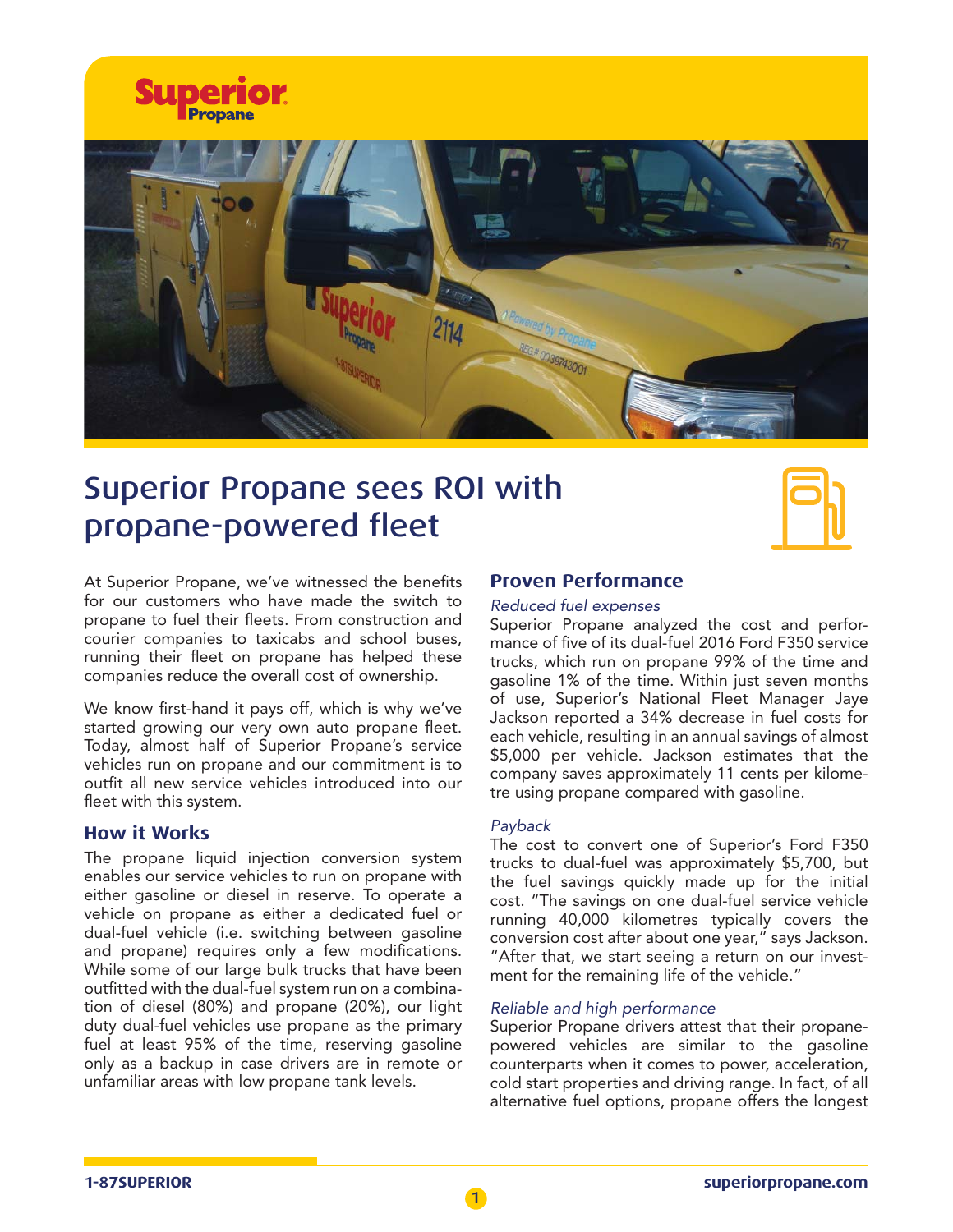# Superior Propane sees ROI with propane-powered fleet

At Superior Propane, we've witnessed the benefits for our customers who have made the switch to propane to fuel their fleets. From construction and courier companies to taxicabs and school buses, running their fleet on propane has helped these companies reduce the overall cost of ownership.

We know first-hand it pays off, which is why we've started growing our very own auto propane fleet. Today, almost half of Superior Propane's service vehicles run on propane and our commitment is to outfit all new service vehicles introduced into our fleet with this system.

## How it Works

The propane liquid injection conversion system enables our service vehicles to run on propane with either gasoline or diesel in reserve. To operate a vehicle on propane as either a dedicated fuel or dual-fuel vehicle (i.e. switching between gasoline and propane) requires only a few modifications. While some of our large bulk trucks that have been outfitted with the dual-fuel system run on a combination of diesel (80%) and propane (20%), our light duty dual-fuel vehicles use propane as the primary fuel at least 95% of the time, reserving gasoline only as a backup in case drivers are in remote or unfamiliar areas with low propane tank levels.

## Proven Performance

*Reduced fuel expenses*

Superior Propane analyzed the cost and performance of five of its dual-fuel 2016 Ford F350 service trucks, which run on propane 99% of the time and gasoline 1% of the time. Within just seven months of use, Superior's National Fleet Manager Jaye Jackson reported a 34% decrease in fuel costs for each vehicle, resulting in an annual savings of almost $5,000 per vehicle. Jackson estimates that the company saves approximately 11 cents per kilometre using propane compared with gasoline.

*Payback*

The cost to convert one of Superior's Ford F350 trucks to dual-fuel was approximately $5,700, but the fuel savings quickly made up for the initial cost. "The savings on one dual-fuel service vehicle running 40,000 kilometres typically covers the conversion cost after about one year," says Jackson. "After that, we start seeing a return on our investment for the remaining life of the vehicle."

*Reliable and high performance*

Superior Propane drivers attest that their propane-powered vehicles are similar to the gasoline counterparts when it comes to power, acceleration, cold start properties and driving range. In fact, of all alternative fuel options, propane offers the longest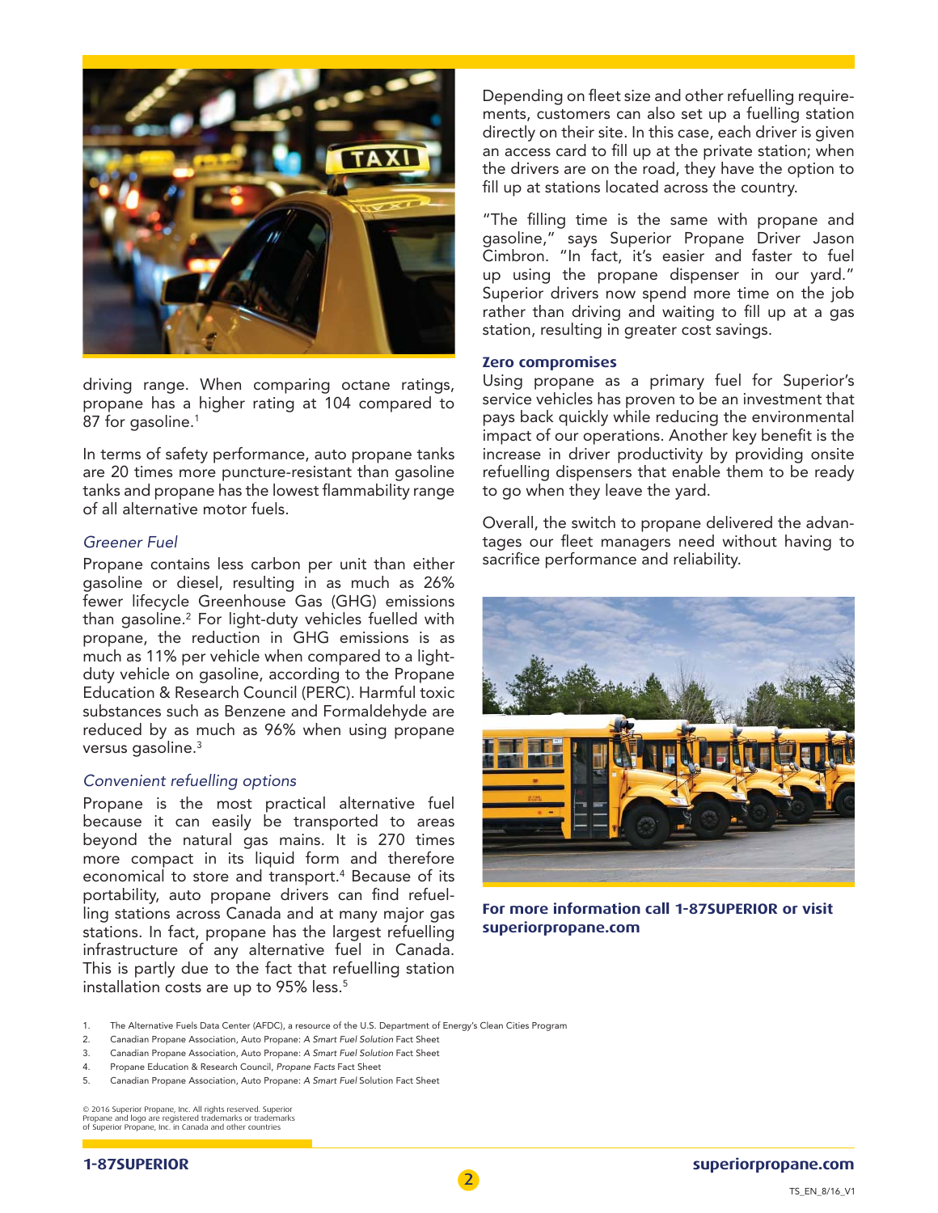driving range. When comparing octane ratings, propane has a higher rating at 104 compared to 87 for gasoline.[1]

In terms of safety performance, auto propane tanks are 20 times more puncture-resistant than gasoline tanks and propane has the lowest flammability range of all alternative motor fuels.

### *Greener Fuel*

Propane contains less carbon per unit than either gasoline or diesel, resulting in as much as 26% fewer lifecycle Greenhouse Gas (GHG) emissions than gasoline.[2] For light-duty vehicles fuelled with propane, the reduction in GHG emissions is as much as 11% per vehicle when compared to a light-duty vehicle on gasoline, according to the Propane Education & Research Council (PERC). Harmful toxic substances such as Benzene and Formaldehyde are reduced by as much as 96% when using propane versus gasoline.[3]

### *Convenient refuelling options*

Propane is the most practical alternative fuel because it can easily be transported to areas beyond the natural gas mains. It is 270 times more compact in its liquid form and therefore economical to store and transport.[4] Because of its portability, auto propane drivers can find refuelling stations across Canada and at many major gas stations. In fact, propane has the largest refuelling infrastructure of any alternative fuel in Canada. This is partly due to the fact that refuelling station installation costs are up to 95% less.[5]

Depending on fleet size and other refuelling requirements, customers can also set up a fuelling station directly on their site. In this case, each driver is given an access card to fill up at the private station; when the drivers are on the road, they have the option to fill up at stations located across the country.

"The filling time is the same with propane and gasoline," says Superior Propane Driver Jason Cimbron. "In fact, it's easier and faster to fuel up using the propane dispenser in our yard." Superior drivers now spend more time on the job rather than driving and waiting to fill up at a gas station, resulting in greater cost savings.

### **Zero compromises**

Using propane as a primary fuel for Superior's service vehicles has proven to be an investment that pays back quickly while reducing the environmental impact of our operations. Another key benefit is the increase in driver productivity by providing onsite refuelling dispensers that enable them to be ready to go when they leave the yard.

Overall, the switch to propane delivered the advantages our fleet managers need without having to sacrifice performance and reliability.

**For more information call 1-87SUPERIOR or visit superiorpropane.com**

1. The Alternative Fuels Data Center (AFDC), a resource of the U.S. Department of Energy's Clean Cities Program
2. Canadian Propane Association, Auto Propane: *A Smart Fuel Solution* Fact Sheet
3. Canadian Propane Association, Auto Propane: *A Smart Fuel Solution* Fact Sheet
4. Propane Education & Research Council, *Propane Facts* Fact Sheet
5. Canadian Propane Association, Auto Propane: *A Smart Fuel* Solution Fact Sheet

© 2016 Superior Propane, Inc. All rights reserved. Superior Propane and logo are registered trademarks or trademarks of Superior Propane, Inc. in Canada and other countries

TS_EN_8/16_V1